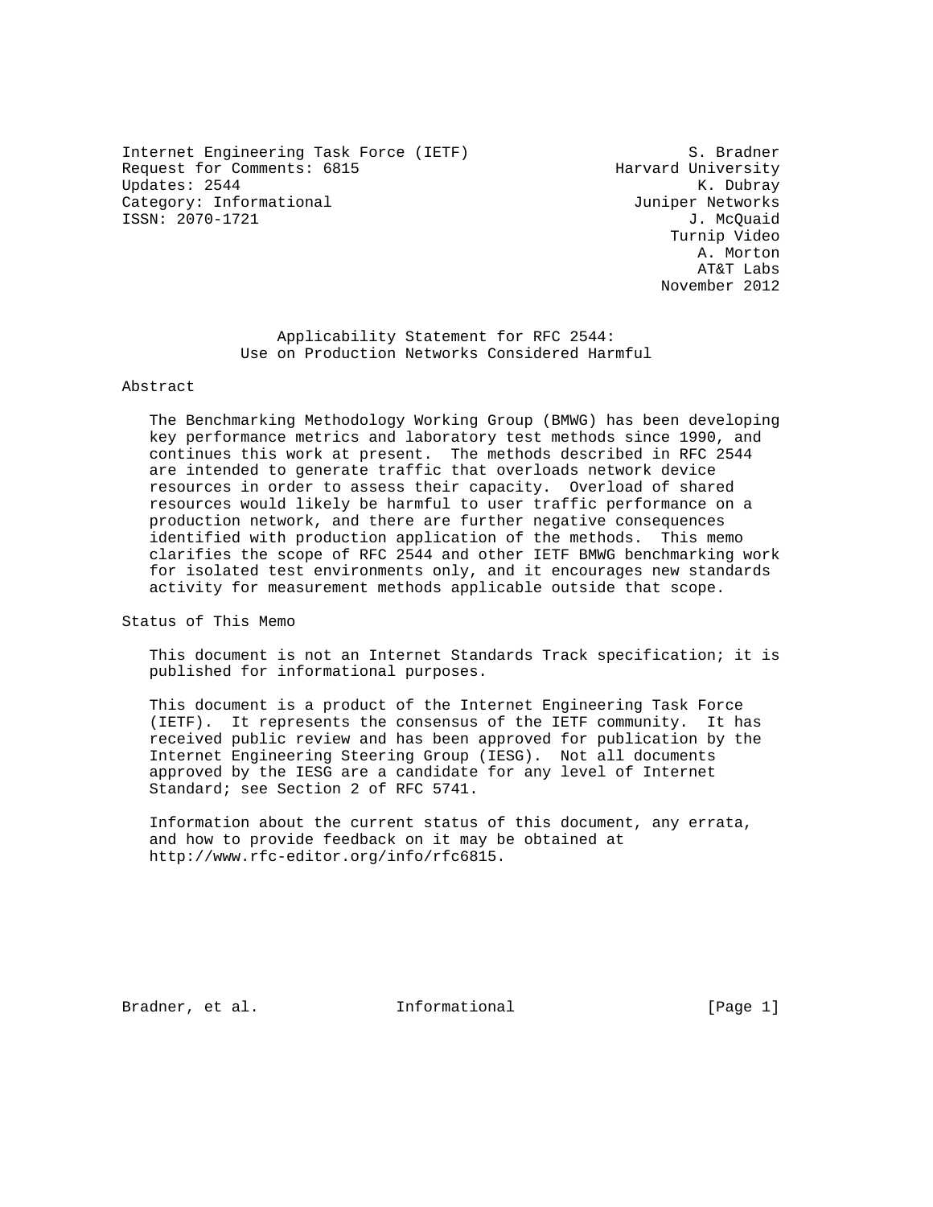Internet Engineering Task Force (IETF) S. Bradner
Request for Comments: 6815 Harvard University
Updates: 2544 K. Dubray
Category: Informational Juniper Networks
ISSN: 2070-1721 J. McQuaid
Turnip Video
A. Morton
AT&T Labs
November 2012

# Applicability Statement for RFC 2544: Use on Production Networks Considered Harmful

## Abstract

The Benchmarking Methodology Working Group (BMWG) has been developing key performance metrics and laboratory test methods since 1990, and continues this work at present. The methods described in RFC 2544 are intended to generate traffic that overloads network device resources in order to assess their capacity. Overload of shared resources would likely be harmful to user traffic performance on a production network, and there are further negative consequences identified with production application of the methods. This memo clarifies the scope of RFC 2544 and other IETF BMWG benchmarking work for isolated test environments only, and it encourages new standards activity for measurement methods applicable outside that scope.

## Status of This Memo

This document is not an Internet Standards Track specification; it is published for informational purposes.

This document is a product of the Internet Engineering Task Force (IETF). It represents the consensus of the IETF community. It has received public review and has been approved for publication by the Internet Engineering Steering Group (IESG). Not all documents approved by the IESG are a candidate for any level of Internet Standard; see Section 2 of RFC 5741.

Information about the current status of this document, any errata, and how to provide feedback on it may be obtained at http://www.rfc-editor.org/info/rfc6815.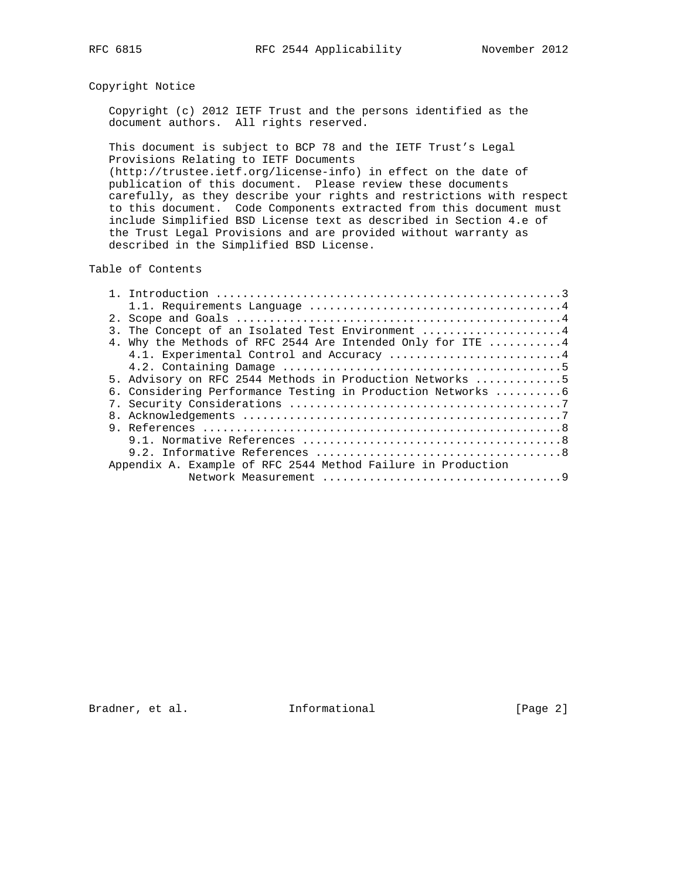## Copyright Notice

Copyright (c) 2012 IETF Trust and the persons identified as the document authors. All rights reserved.

This document is subject to BCP 78 and the IETF Trust's Legal Provisions Relating to IETF Documents (http://trustee.ietf.org/license-info) in effect on the date of publication of this document. Please review these documents carefully, as they describe your rights and restrictions with respect to this document. Code Components extracted from this document must include Simplified BSD License text as described in Section 4.e of the Trust Legal Provisions and are provided without warranty as described in the Simplified BSD License.

## Table of Contents

```
   1. Introduction ....................................................3
      1.1. Requirements Language ......................................4
   2. Scope and Goals .................................................4
   3. The Concept of an Isolated Test Environment .....................4
   4. Why the Methods of RFC 2544 Are Intended Only for ITE ...........4
      4.1. Experimental Control and Accuracy ..........................4
      4.2. Containing Damage ..........................................5
   5. Advisory on RFC 2544 Methods in Production Networks .............5
   6. Considering Performance Testing in Production Networks ..........6
   7. Security Considerations .........................................7
   8. Acknowledgements ................................................7
   9. References ......................................................8
      9.1. Normative References .......................................8
      9.2. Informative References .....................................8
   Appendix A. Example of RFC 2544 Method Failure in Production
               Network Measurement ....................................9
```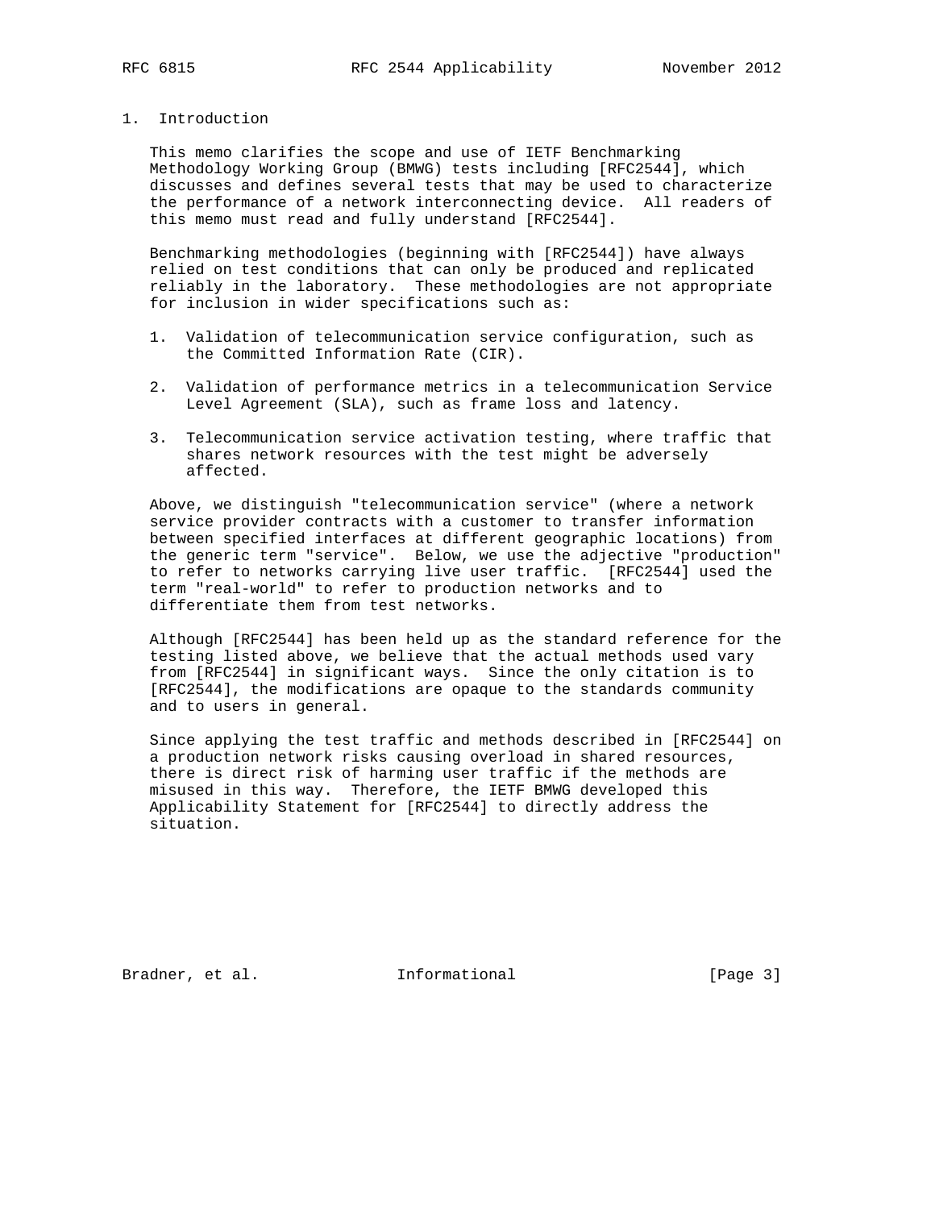## 1. Introduction

This memo clarifies the scope and use of IETF Benchmarking Methodology Working Group (BMWG) tests including [RFC2544], which discusses and defines several tests that may be used to characterize the performance of a network interconnecting device. All readers of this memo must read and fully understand [RFC2544].

Benchmarking methodologies (beginning with [RFC2544]) have always relied on test conditions that can only be produced and replicated reliably in the laboratory. These methodologies are not appropriate for inclusion in wider specifications such as:

1. Validation of telecommunication service configuration, such as the Committed Information Rate (CIR).
2. Validation of performance metrics in a telecommunication Service Level Agreement (SLA), such as frame loss and latency.
3. Telecommunication service activation testing, where traffic that shares network resources with the test might be adversely affected.

Above, we distinguish "telecommunication service" (where a network service provider contracts with a customer to transfer information between specified interfaces at different geographic locations) from the generic term "service". Below, we use the adjective "production" to refer to networks carrying live user traffic. [RFC2544] used the term "real-world" to refer to production networks and to differentiate them from test networks.

Although [RFC2544] has been held up as the standard reference for the testing listed above, we believe that the actual methods used vary from [RFC2544] in significant ways. Since the only citation is to [RFC2544], the modifications are opaque to the standards community and to users in general.

Since applying the test traffic and methods described in [RFC2544] on a production network risks causing overload in shared resources, there is direct risk of harming user traffic if the methods are misused in this way. Therefore, the IETF BMWG developed this Applicability Statement for [RFC2544] to directly address the situation.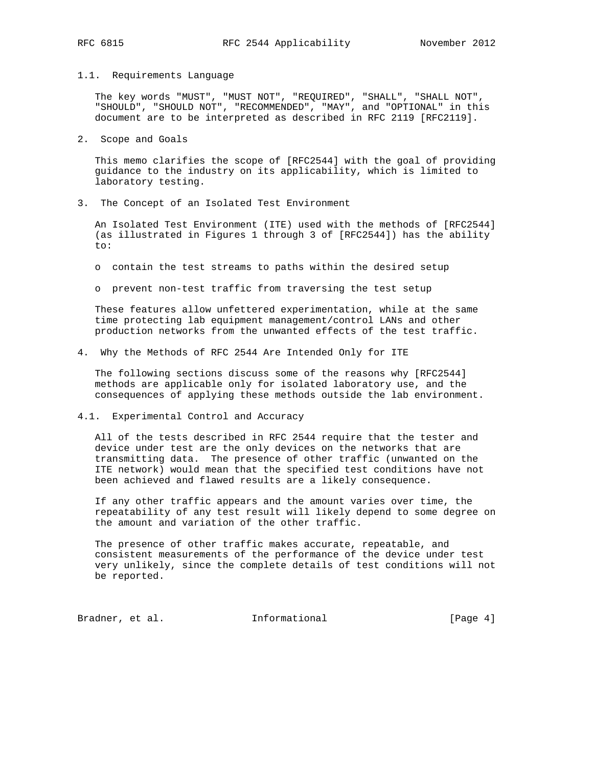### 1.1. Requirements Language

The key words "MUST", "MUST NOT", "REQUIRED", "SHALL", "SHALL NOT", "SHOULD", "SHOULD NOT", "RECOMMENDED", "MAY", and "OPTIONAL" in this document are to be interpreted as described in RFC 2119 [RFC2119].

## 2. Scope and Goals

This memo clarifies the scope of [RFC2544] with the goal of providing guidance to the industry on its applicability, which is limited to laboratory testing.

## 3. The Concept of an Isolated Test Environment

An Isolated Test Environment (ITE) used with the methods of [RFC2544] (as illustrated in Figures 1 through 3 of [RFC2544]) has the ability to:

- contain the test streams to paths within the desired setup
- prevent non-test traffic from traversing the test setup

These features allow unfettered experimentation, while at the same time protecting lab equipment management/control LANs and other production networks from the unwanted effects of the test traffic.

## 4. Why the Methods of RFC 2544 Are Intended Only for ITE

The following sections discuss some of the reasons why [RFC2544] methods are applicable only for isolated laboratory use, and the consequences of applying these methods outside the lab environment.

### 4.1. Experimental Control and Accuracy

All of the tests described in RFC 2544 require that the tester and device under test are the only devices on the networks that are transmitting data. The presence of other traffic (unwanted on the ITE network) would mean that the specified test conditions have not been achieved and flawed results are a likely consequence.

If any other traffic appears and the amount varies over time, the repeatability of any test result will likely depend to some degree on the amount and variation of the other traffic.

The presence of other traffic makes accurate, repeatable, and consistent measurements of the performance of the device under test very unlikely, since the complete details of test conditions will not be reported.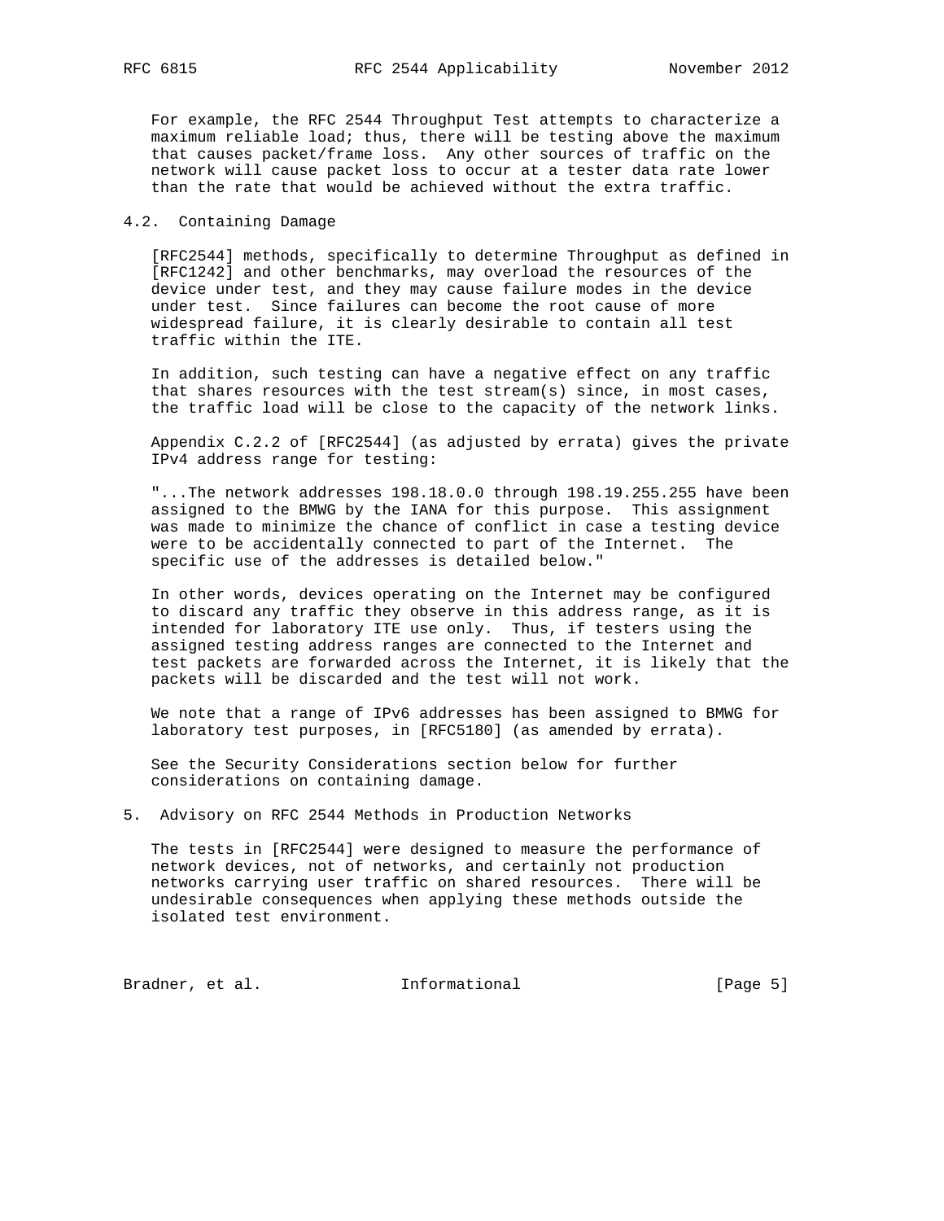For example, the RFC 2544 Throughput Test attempts to characterize a maximum reliable load; thus, there will be testing above the maximum that causes packet/frame loss. Any other sources of traffic on the network will cause packet loss to occur at a tester data rate lower than the rate that would be achieved without the extra traffic.

## 4.2. Containing Damage

[RFC2544] methods, specifically to determine Throughput as defined in [RFC1242] and other benchmarks, may overload the resources of the device under test, and they may cause failure modes in the device under test. Since failures can become the root cause of more widespread failure, it is clearly desirable to contain all test traffic within the ITE.

In addition, such testing can have a negative effect on any traffic that shares resources with the test stream(s) since, in most cases, the traffic load will be close to the capacity of the network links.

Appendix C.2.2 of [RFC2544] (as adjusted by errata) gives the private IPv4 address range for testing:

"...The network addresses 198.18.0.0 through 198.19.255.255 have been assigned to the BMWG by the IANA for this purpose. This assignment was made to minimize the chance of conflict in case a testing device were to be accidentally connected to part of the Internet. The specific use of the addresses is detailed below."

In other words, devices operating on the Internet may be configured to discard any traffic they observe in this address range, as it is intended for laboratory ITE use only. Thus, if testers using the assigned testing address ranges are connected to the Internet and test packets are forwarded across the Internet, it is likely that the packets will be discarded and the test will not work.

We note that a range of IPv6 addresses has been assigned to BMWG for laboratory test purposes, in [RFC5180] (as amended by errata).

See the Security Considerations section below for further considerations on containing damage.

# 5. Advisory on RFC 2544 Methods in Production Networks

The tests in [RFC2544] were designed to measure the performance of network devices, not of networks, and certainly not production networks carrying user traffic on shared resources. There will be undesirable consequences when applying these methods outside the isolated test environment.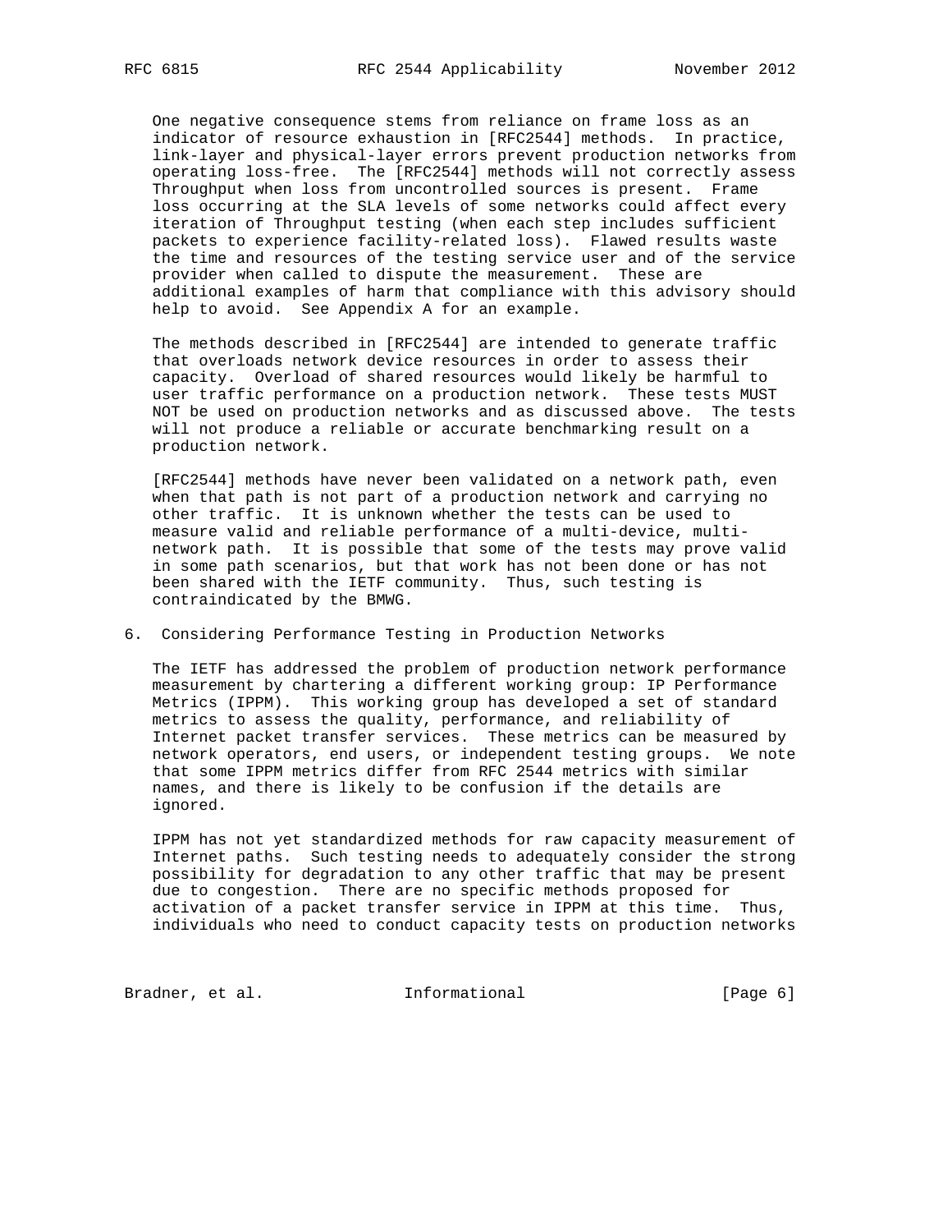One negative consequence stems from reliance on frame loss as an indicator of resource exhaustion in [RFC2544] methods. In practice, link-layer and physical-layer errors prevent production networks from operating loss-free. The [RFC2544] methods will not correctly assess Throughput when loss from uncontrolled sources is present. Frame loss occurring at the SLA levels of some networks could affect every iteration of Throughput testing (when each step includes sufficient packets to experience facility-related loss). Flawed results waste the time and resources of the testing service user and of the service provider when called to dispute the measurement. These are additional examples of harm that compliance with this advisory should help to avoid. See Appendix A for an example.

The methods described in [RFC2544] are intended to generate traffic that overloads network device resources in order to assess their capacity. Overload of shared resources would likely be harmful to user traffic performance on a production network. These tests MUST NOT be used on production networks and as discussed above. The tests will not produce a reliable or accurate benchmarking result on a production network.

[RFC2544] methods have never been validated on a network path, even when that path is not part of a production network and carrying no other traffic. It is unknown whether the tests can be used to measure valid and reliable performance of a multi-device, multi-network path. It is possible that some of the tests may prove valid in some path scenarios, but that work has not been done or has not been shared with the IETF community. Thus, such testing is contraindicated by the BMWG.

## 6. Considering Performance Testing in Production Networks

The IETF has addressed the problem of production network performance measurement by chartering a different working group: IP Performance Metrics (IPPM). This working group has developed a set of standard metrics to assess the quality, performance, and reliability of Internet packet transfer services. These metrics can be measured by network operators, end users, or independent testing groups. We note that some IPPM metrics differ from RFC 2544 metrics with similar names, and there is likely to be confusion if the details are ignored.

IPPM has not yet standardized methods for raw capacity measurement of Internet paths. Such testing needs to adequately consider the strong possibility for degradation to any other traffic that may be present due to congestion. There are no specific methods proposed for activation of a packet transfer service in IPPM at this time. Thus, individuals who need to conduct capacity tests on production networks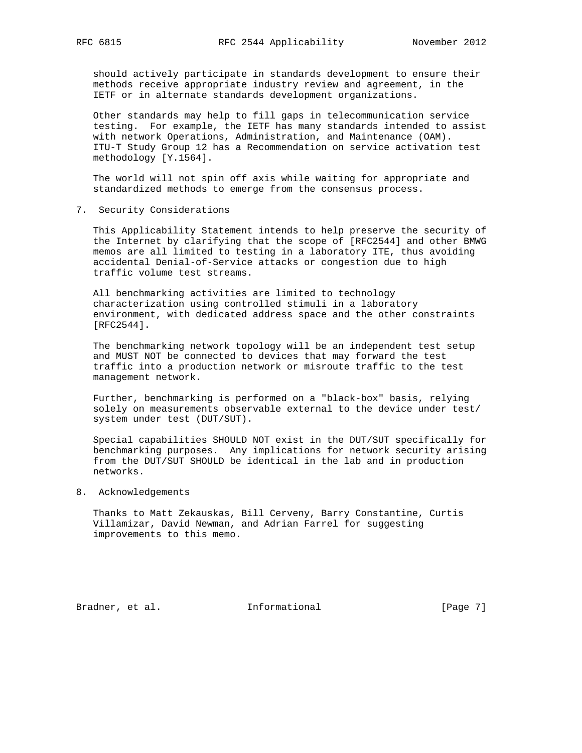should actively participate in standards development to ensure their methods receive appropriate industry review and agreement, in the IETF or in alternate standards development organizations.

Other standards may help to fill gaps in telecommunication service testing. For example, the IETF has many standards intended to assist with network Operations, Administration, and Maintenance (OAM). ITU-T Study Group 12 has a Recommendation on service activation test methodology [Y.1564].

The world will not spin off axis while waiting for appropriate and standardized methods to emerge from the consensus process.

## 7. Security Considerations

This Applicability Statement intends to help preserve the security of the Internet by clarifying that the scope of [RFC2544] and other BMWG memos are all limited to testing in a laboratory ITE, thus avoiding accidental Denial-of-Service attacks or congestion due to high traffic volume test streams.

All benchmarking activities are limited to technology characterization using controlled stimuli in a laboratory environment, with dedicated address space and the other constraints [RFC2544].

The benchmarking network topology will be an independent test setup and MUST NOT be connected to devices that may forward the test traffic into a production network or misroute traffic to the test management network.

Further, benchmarking is performed on a "black-box" basis, relying solely on measurements observable external to the device under test/system under test (DUT/SUT).

Special capabilities SHOULD NOT exist in the DUT/SUT specifically for benchmarking purposes. Any implications for network security arising from the DUT/SUT SHOULD be identical in the lab and in production networks.

## 8. Acknowledgements

Thanks to Matt Zekauskas, Bill Cerveny, Barry Constantine, Curtis Villamizar, David Newman, and Adrian Farrel for suggesting improvements to this memo.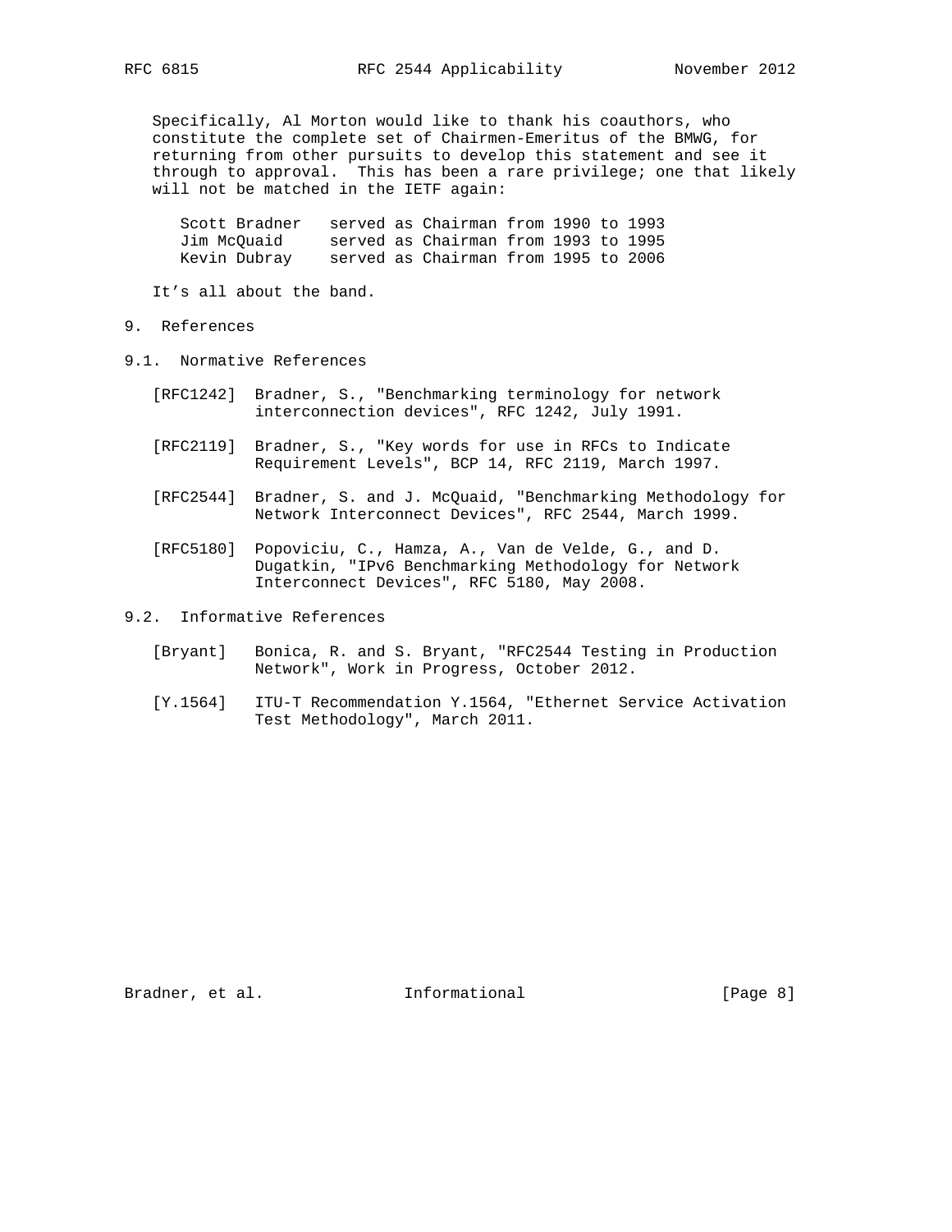Specifically, Al Morton would like to thank his coauthors, who constitute the complete set of Chairmen-Emeritus of the BMWG, for returning from other pursuits to develop this statement and see it through to approval. This has been a rare privilege; one that likely will not be matched in the IETF again:

```
Scott Bradner   served as Chairman from 1990 to 1993
Jim McQuaid     served as Chairman from 1993 to 1995
Kevin Dubray    served as Chairman from 1995 to 2006
```

It's all about the band.

## 9. References

### 9.1. Normative References

[RFC1242] Bradner, S., "Benchmarking terminology for network interconnection devices", RFC 1242, July 1991.

[RFC2119] Bradner, S., "Key words for use in RFCs to Indicate Requirement Levels", BCP 14, RFC 2119, March 1997.

[RFC2544] Bradner, S. and J. McQuaid, "Benchmarking Methodology for Network Interconnect Devices", RFC 2544, March 1999.

[RFC5180] Popoviciu, C., Hamza, A., Van de Velde, G., and D. Dugatkin, "IPv6 Benchmarking Methodology for Network Interconnect Devices", RFC 5180, May 2008.

### 9.2. Informative References

[Bryant] Bonica, R. and S. Bryant, "RFC2544 Testing in Production Network", Work in Progress, October 2012.

[Y.1564] ITU-T Recommendation Y.1564, "Ethernet Service Activation Test Methodology", March 2011.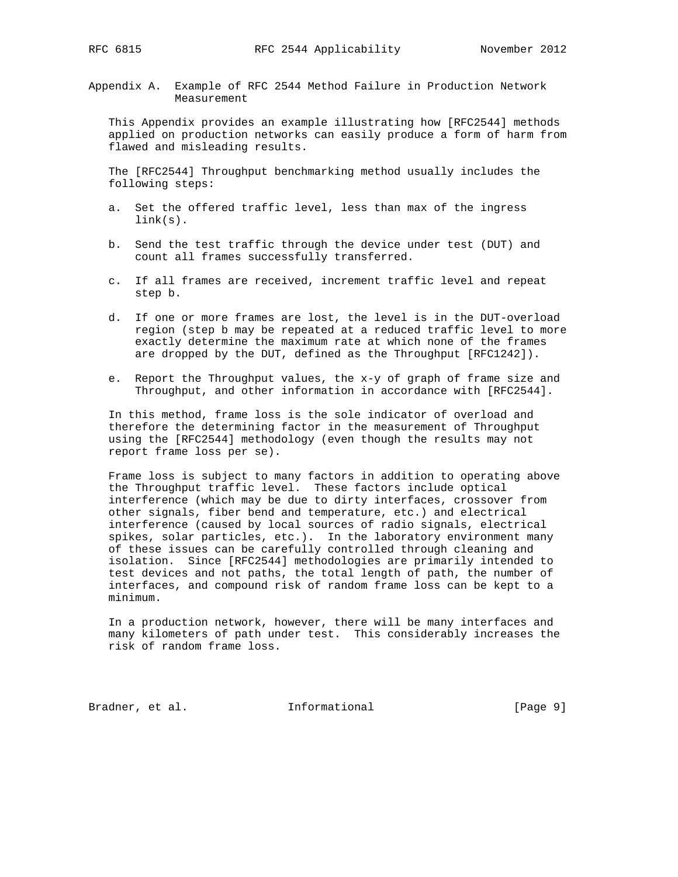## Appendix A. Example of RFC 2544 Method Failure in Production Network Measurement

This Appendix provides an example illustrating how [RFC2544] methods applied on production networks can easily produce a form of harm from flawed and misleading results.

The [RFC2544] Throughput benchmarking method usually includes the following steps:

a. Set the offered traffic level, less than max of the ingress link(s).

b. Send the test traffic through the device under test (DUT) and count all frames successfully transferred.

c. If all frames are received, increment traffic level and repeat step b.

d. If one or more frames are lost, the level is in the DUT-overload region (step b may be repeated at a reduced traffic level to more exactly determine the maximum rate at which none of the frames are dropped by the DUT, defined as the Throughput [RFC1242]).

e. Report the Throughput values, the x-y of graph of frame size and Throughput, and other information in accordance with [RFC2544].

In this method, frame loss is the sole indicator of overload and therefore the determining factor in the measurement of Throughput using the [RFC2544] methodology (even though the results may not report frame loss per se).

Frame loss is subject to many factors in addition to operating above the Throughput traffic level. These factors include optical interference (which may be due to dirty interfaces, crossover from other signals, fiber bend and temperature, etc.) and electrical interference (caused by local sources of radio signals, electrical spikes, solar particles, etc.). In the laboratory environment many of these issues can be carefully controlled through cleaning and isolation. Since [RFC2544] methodologies are primarily intended to test devices and not paths, the total length of path, the number of interfaces, and compound risk of random frame loss can be kept to a minimum.

In a production network, however, there will be many interfaces and many kilometers of path under test. This considerably increases the risk of random frame loss.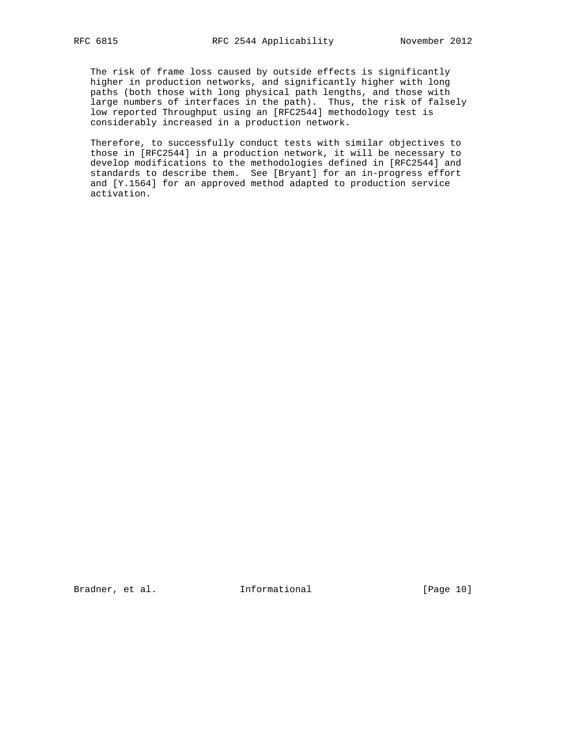The risk of frame loss caused by outside effects is significantly higher in production networks, and significantly higher with long paths (both those with long physical path lengths, and those with large numbers of interfaces in the path). Thus, the risk of falsely low reported Throughput using an [RFC2544] methodology test is considerably increased in a production network.

Therefore, to successfully conduct tests with similar objectives to those in [RFC2544] in a production network, it will be necessary to develop modifications to the methodologies defined in [RFC2544] and standards to describe them. See [Bryant] for an in-progress effort and [Y.1564] for an approved method adapted to production service activation.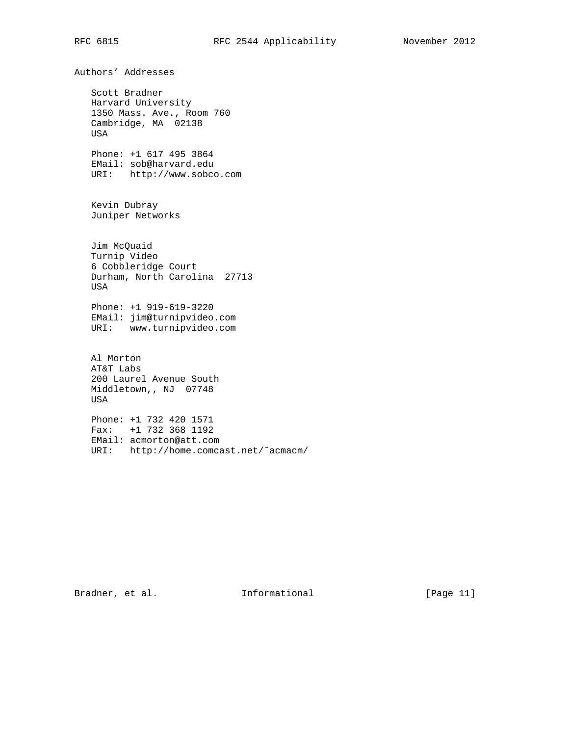# Authors' Addresses

Scott Bradner
Harvard University
1350 Mass. Ave., Room 760
Cambridge, MA  02138
USA

Phone: +1 617 495 3864
EMail: sob@harvard.edu
URI:   http://www.sobco.com

Kevin Dubray
Juniper Networks

Jim McQuaid
Turnip Video
6 Cobbleridge Court
Durham, North Carolina  27713
USA

Phone: +1 919-619-3220
EMail: jim@turnipvideo.com
URI:   www.turnipvideo.com

Al Morton
AT&T Labs
200 Laurel Avenue South
Middletown,, NJ  07748
USA

Phone: +1 732 420 1571
Fax:   +1 732 368 1192
EMail: acmorton@att.com
URI:   http://home.comcast.net/~acmacm/